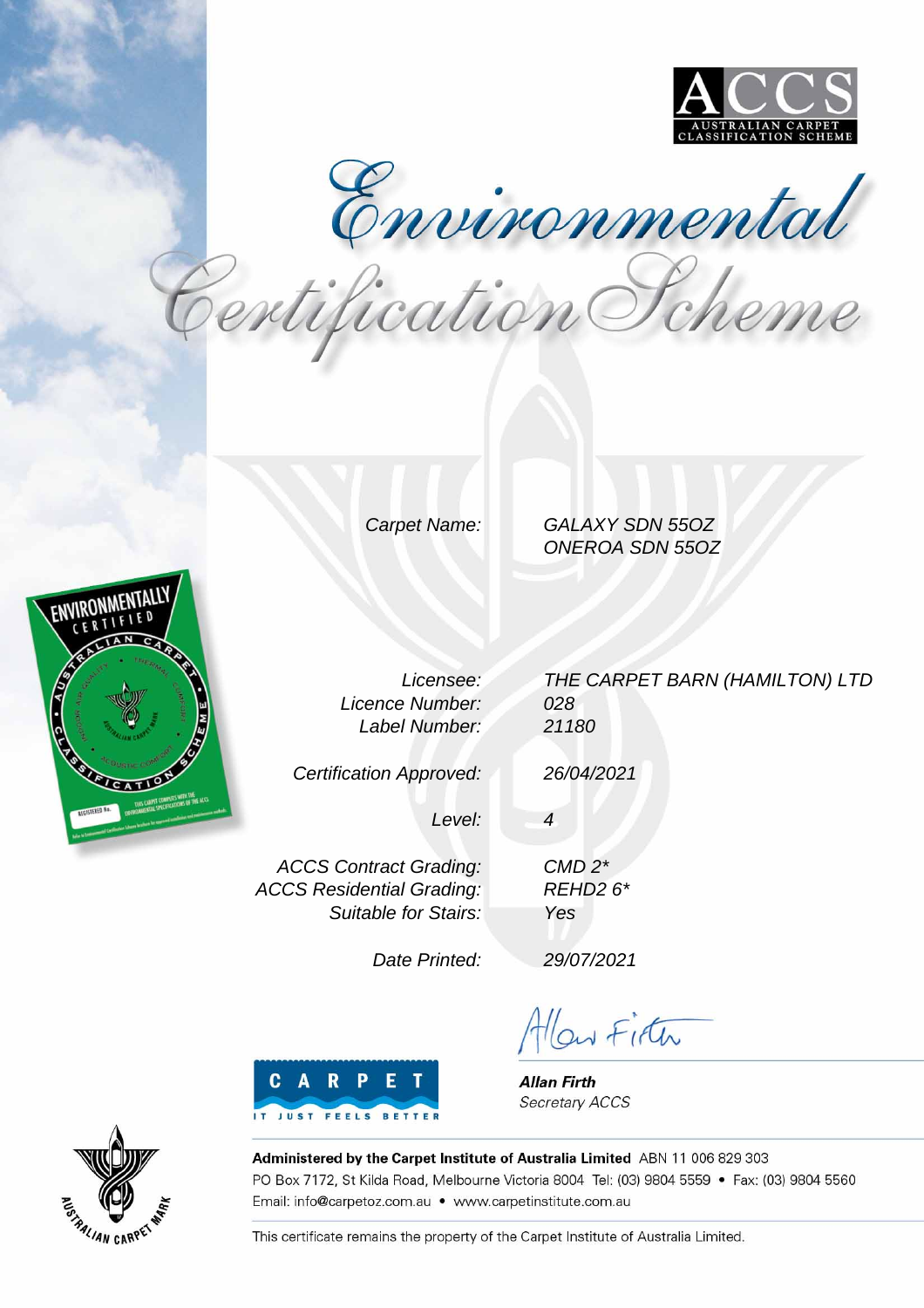ACCS
AUSTRALIAN CARPET CLASSIFICATION SCHEME

# Environmental Certification Scheme

| | |
|---|---|
| *Carpet Name:* | *GALAXY SDN 55OZ*<br>*ONEROA SDN 55OZ* |
| *Licensee:* | *THE CARPET BARN (HAMILTON) LTD* |
| *Licence Number:* | *028* |
| *Label Number:* | *21180* |
| *Certification Approved:* | *26/04/2021* |
| *Level:* | *4* |
| *ACCS Contract Grading:* | *CMD 2** |
| *ACCS Residential Grading:* | *REHD2 6** |
| *Suitable for Stairs:* | *Yes* |
| *Date Printed:* | *29/07/2021* |

CARPET
IT JUST FEELS BETTER

**Allan Firth**
*Secretary ACCS*

**Administered by the Carpet Institute of Australia Limited** ABN 11 006 829 303
PO Box 7172, St Kilda Road, Melbourne Victoria 8004 Tel: (03) 9804 5559 • Fax: (03) 9804 5560
Email: info@carpetoz.com.au • www.carpetinstitute.com.au

This certificate remains the property of the Carpet Institute of Australia Limited.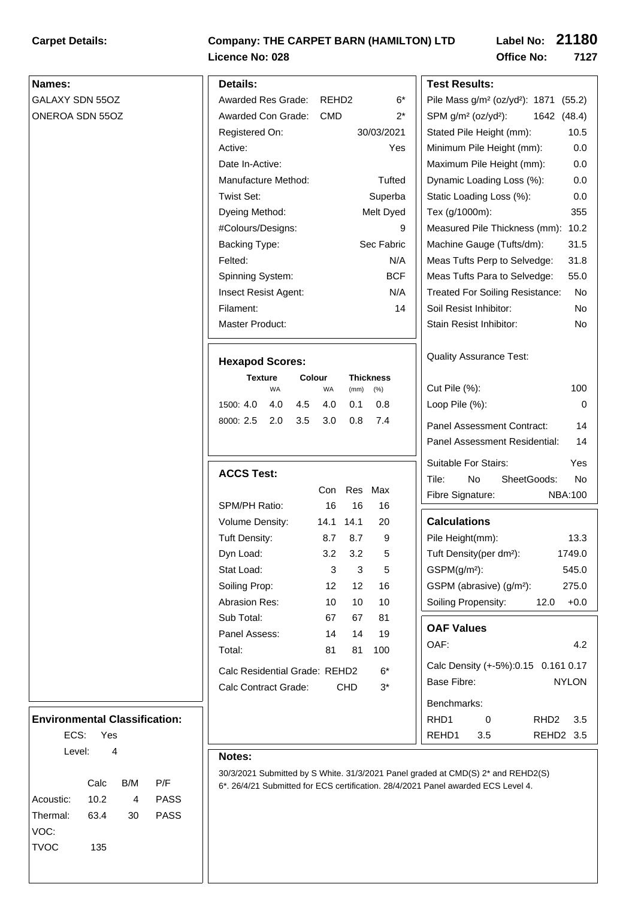**Carpet Details:**

**Company: THE CARPET BARN (HAMILTON) LTD**
**Licence No: 028**

**Label No: 21180**
**Office No: 7127**

## Names:

GALAXY SDN 55OZ
ONEROA SDN 55OZ

## Details:

| | | |
|---|---|---|
| Awarded Res Grade: | REHD2 | 6* |
| Awarded Con Grade: | CMD | 2* |
| Registered On: | | 30/03/2021 |
| Active: | | Yes |
| Date In-Active: | | |
| Manufacture Method: | | Tufted |
| Twist Set: | | Superba |
| Dyeing Method: | | Melt Dyed |
| #Colours/Designs: | | 9 |
| Backing Type: | | Sec Fabric |
| Felted: | | N/A |
| Spinning System: | | BCF |
| Insect Resist Agent: | | N/A |
| Filament: | | 14 |
| Master Product: | | |

## Test Results:

| | |
|---|---|
| Pile Mass g/m² (oz/yd²): | 1871 (55.2) |
| SPM g/m² (oz/yd²): | 1642 (48.4) |
| Stated Pile Height (mm): | 10.5 |
| Minimum Pile Height (mm): | 0.0 |
| Maximum Pile Height (mm): | 0.0 |
| Dynamic Loading Loss (%): | 0.0 |
| Static Loading Loss (%): | 0.0 |
| Tex (g/1000m): | 355 |
| Measured Pile Thickness (mm): | 10.2 |
| Machine Gauge (Tufts/dm): | 31.5 |
| Meas Tufts Perp to Selvedge: | 31.8 |
| Meas Tufts Para to Selvedge: | 55.0 |
| Treated For Soiling Resistance: | No |
| Soil Resist Inhibitor: | No |
| Stain Resist Inhibitor: | No |

Quality Assurance Test:

| | |
|---|---|
| Cut Pile (%): | 100 |
| Loop Pile (%): | 0 |
| Panel Assessment Contract: | 14 |
| Panel Assessment Residential: | 14 |
| Suitable For Stairs: | Yes |
| Tile: No | SheetGoods: No |
| Fibre Signature: | NBA:100 |

## Hexapod Scores:

| | Texture | Texture WA | Colour | Colour WA | Thickness (mm) | Thickness (%) |
|---|---|---|---|---|---|---|
| 1500: | 4.0 | 4.0 | 4.5 | 4.0 | 0.1 | 0.8 |
| 8000: | 2.5 | 2.0 | 3.5 | 3.0 | 0.8 | 7.4 |

## ACCS Test:

| | Con | Res | Max |
|---|---|---|---|
| SPM/PH Ratio: | 16 | 16 | 16 |
| Volume Density: | 14.1 | 14.1 | 20 |
| Tuft Density: | 8.7 | 8.7 | 9 |
| Dyn Load: | 3.2 | 3.2 | 5 |
| Stat Load: | 3 | 3 | 5 |
| Soiling Prop: | 12 | 12 | 16 |
| Abrasion Res: | 10 | 10 | 10 |
| Sub Total: | 67 | 67 | 81 |
| Panel Assess: | 14 | 14 | 19 |
| Total: | 81 | 81 | 100 |

Calc Residential Grade: REHD2 6*
Calc Contract Grade: CHD 3*

## Calculations

| | |
|---|---|
| Pile Height(mm): | 13.3 |
| Tuft Density(per dm²): | 1749.0 |
| GSPM(g/m²): | 545.0 |
| GSPM (abrasive) (g/m²): | 275.0 |
| Soiling Propensity: | 12.0 +0.0 |

## OAF Values

OAF: 4.2

Calc Density (+-5%):0.15 0.161 0.17

Base Fibre: NYLON

Benchmarks:

| | | | |
|---|---|---|---|
| RHD1 | 0 | RHD2 | 3.5 |
| REHD1 | 3.5 | REHD2 | 3.5 |

## Environmental Classification:

ECS: Yes
Level: 4

| | Calc | B/M | P/F |
|---|---|---|---|
| Acoustic: | 10.2 | 4 | PASS |
| Thermal: | 63.4 | 30 | PASS |
| VOC: | | | |
| TVOC | 135 | | |

## Notes:

30/3/2021 Submitted by S White. 31/3/2021 Panel graded at CMD(S) 2* and REHD2(S) 6*. 26/4/21 Submitted for ECS certification. 28/4/2021 Panel awarded ECS Level 4.